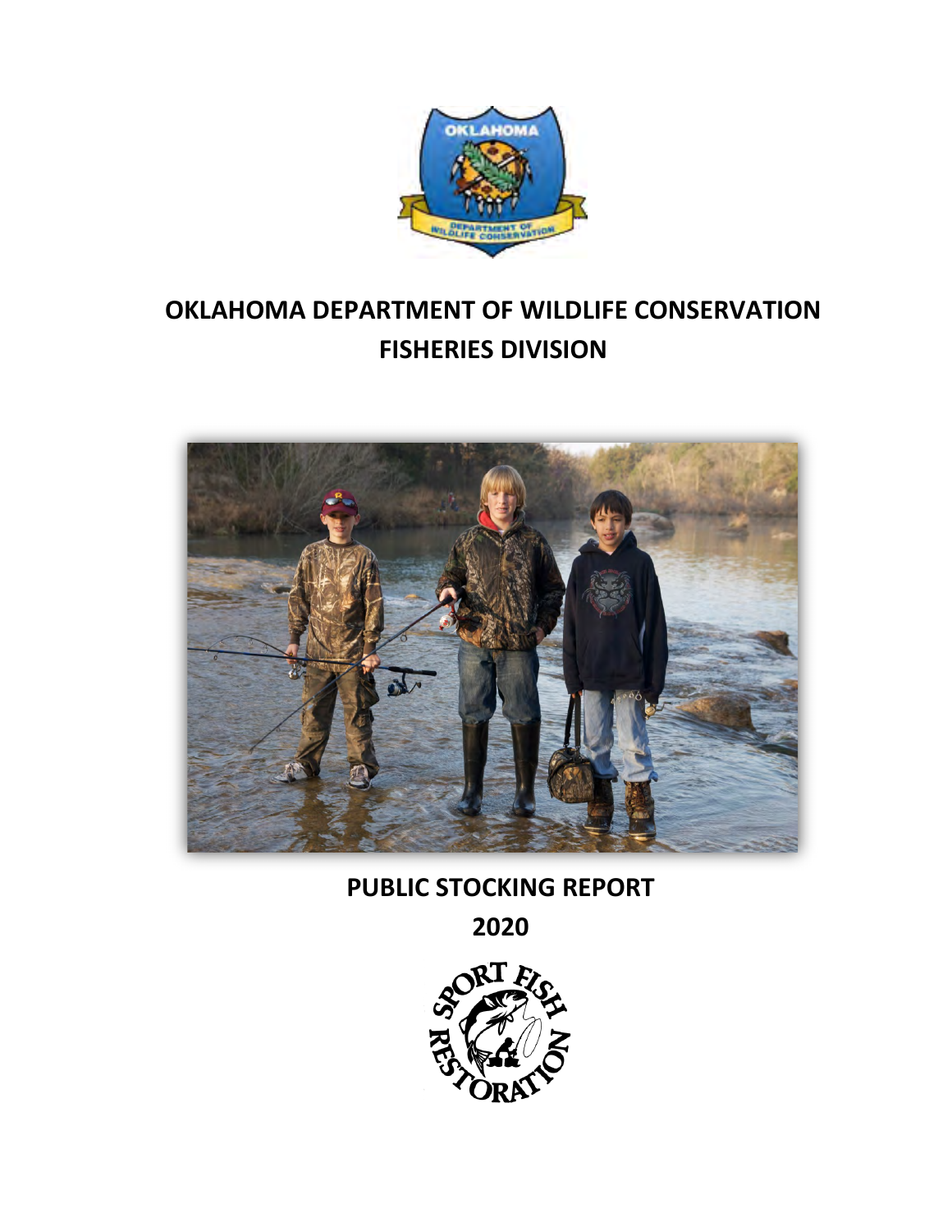# OKLAHOMA DEPARTMENT OF WILDLIFE CONSERVATION
# FISHERIES DIVISION

## PUBLIC STOCKING REPORT
## 2020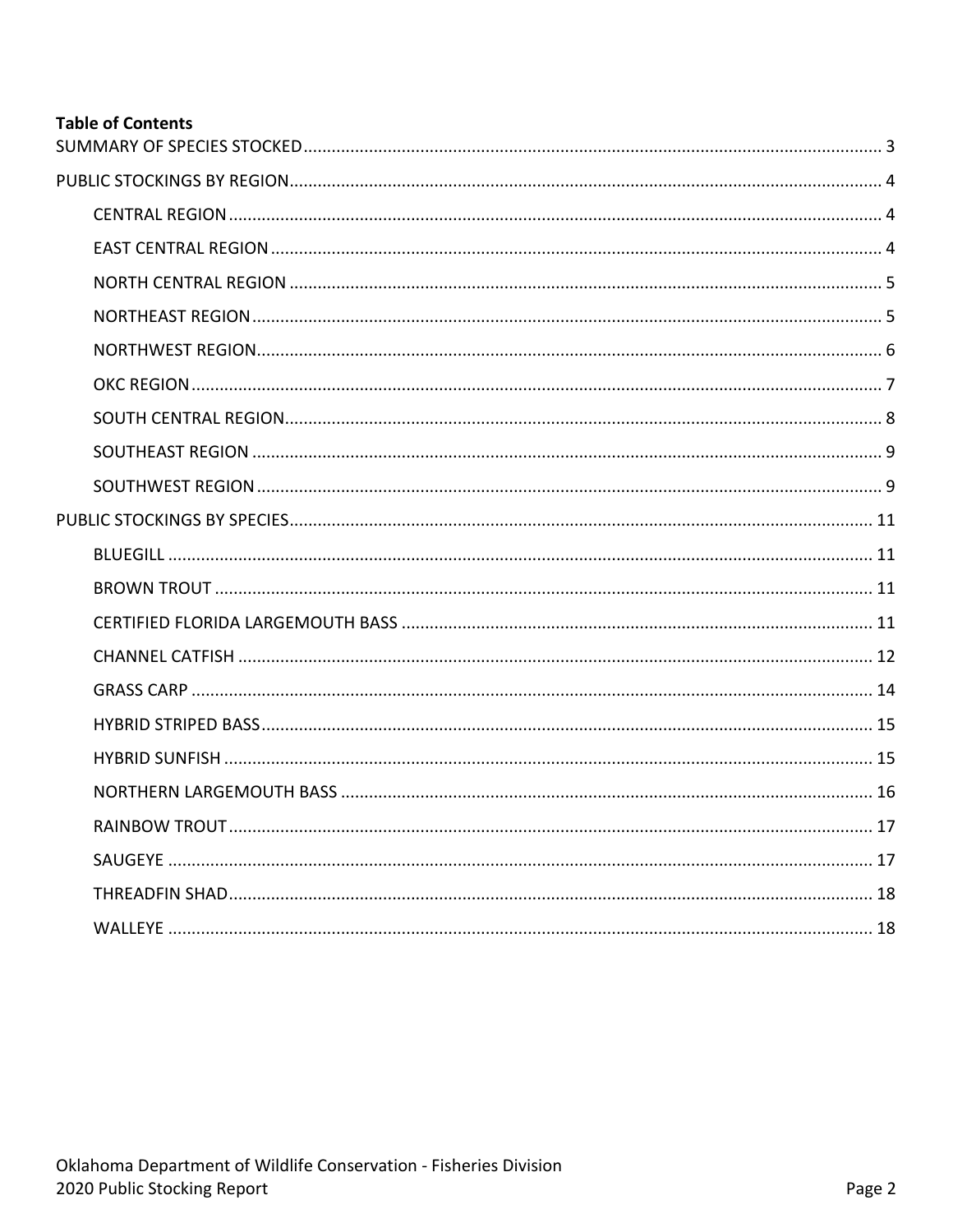**Table of Contents**

SUMMARY OF SPECIES STOCKED ........ 3

PUBLIC STOCKINGS BY REGION ........ 4

- CENTRAL REGION ........ 4
- EAST CENTRAL REGION ........ 4
- NORTH CENTRAL REGION ........ 5
- NORTHEAST REGION ........ 5
- NORTHWEST REGION ........ 6
- OKC REGION ........ 7
- SOUTH CENTRAL REGION ........ 8
- SOUTHEAST REGION ........ 9
- SOUTHWEST REGION ........ 9

PUBLIC STOCKINGS BY SPECIES ........ 11

- BLUEGILL ........ 11
- BROWN TROUT ........ 11
- CERTIFIED FLORIDA LARGEMOUTH BASS ........ 11
- CHANNEL CATFISH ........ 12
- GRASS CARP ........ 14
- HYBRID STRIPED BASS ........ 15
- HYBRID SUNFISH ........ 15
- NORTHERN LARGEMOUTH BASS ........ 16
- RAINBOW TROUT ........ 17
- SAUGEYE ........ 17
- THREADFIN SHAD ........ 18
- WALLEYE ........ 18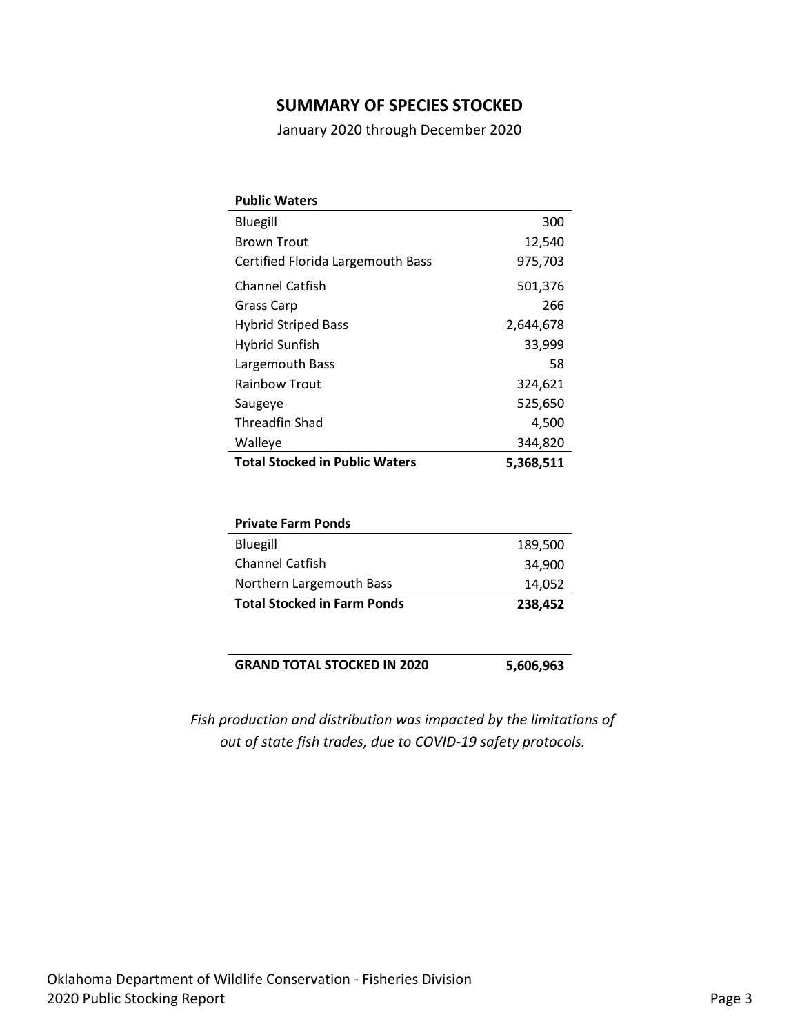## SUMMARY OF SPECIES STOCKED

January 2020 through December 2020

| **Public Waters** | |
|---|---|
| Bluegill | 300 |
| Brown Trout | 12,540 |
| Certified Florida Largemouth Bass | 975,703 |
| Channel Catfish | 501,376 |
| Grass Carp | 266 |
| Hybrid Striped Bass | 2,644,678 |
| Hybrid Sunfish | 33,999 |
| Largemouth Bass | 58 |
| Rainbow Trout | 324,621 |
| Saugeye | 525,650 |
| Threadfin Shad | 4,500 |
| Walleye | 344,820 |
| **Total Stocked in Public Waters** | **5,368,511** |

| **Private Farm Ponds** | |
|---|---|
| Bluegill | 189,500 |
| Channel Catfish | 34,900 |
| Northern Largemouth Bass | 14,052 |
| **Total Stocked in Farm Ponds** | **238,452** |

| **GRAND TOTAL STOCKED IN 2020** | **5,606,963** |
|---|---|

*Fish production and distribution was impacted by the limitations of out of state fish trades, due to COVID-19 safety protocols.*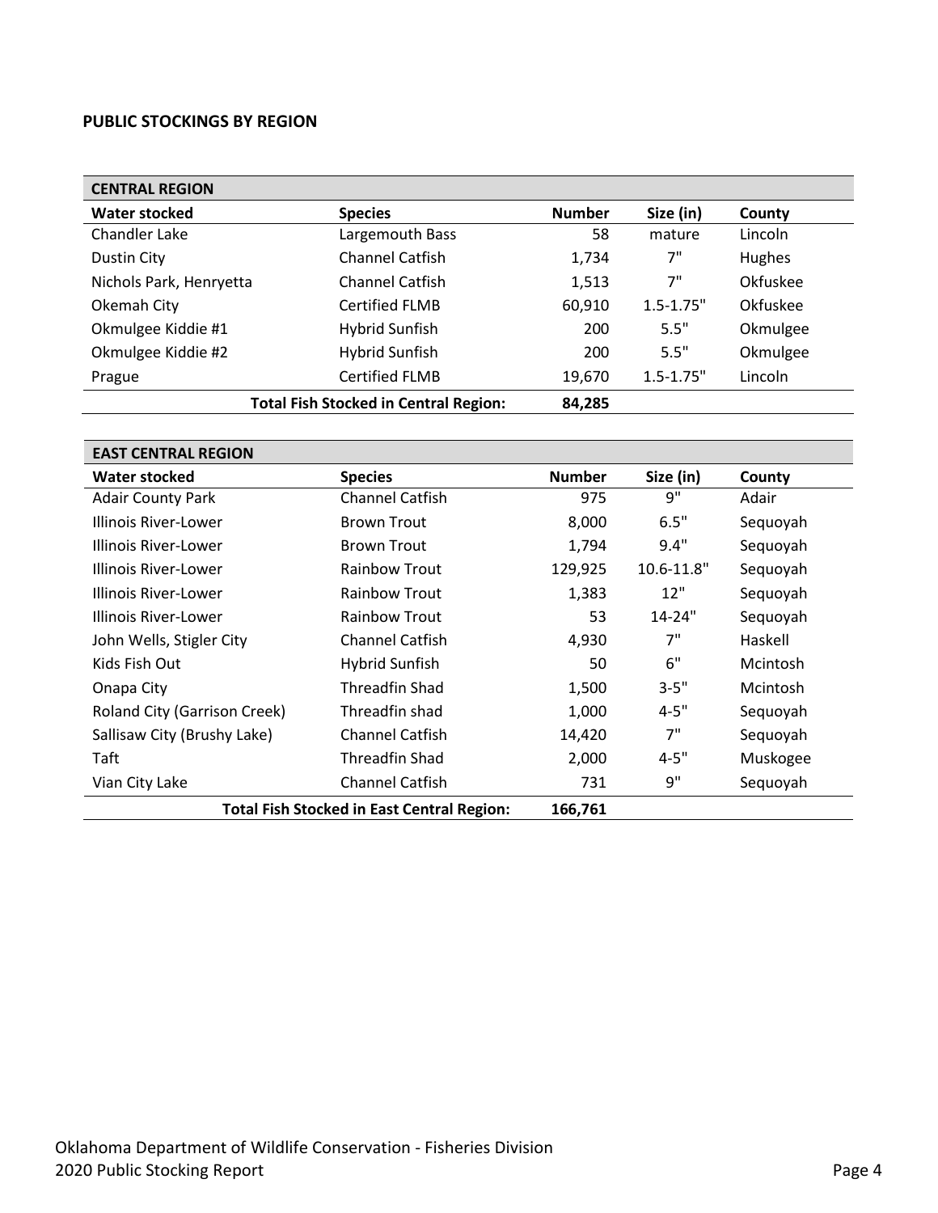## PUBLIC STOCKINGS BY REGION

| CENTRAL REGION | | | | |
|---|---|---|---|---|
| **Water stocked** | **Species** | **Number** | **Size (in)** | **County** |
| Chandler Lake | Largemouth Bass | 58 | mature | Lincoln |
| Dustin City | Channel Catfish | 1,734 | 7" | Hughes |
| Nichols Park, Henryetta | Channel Catfish | 1,513 | 7" | Okfuskee |
| Okemah City | Certified FLMB | 60,910 | 1.5-1.75" | Okfuskee |
| Okmulgee Kiddie #1 | Hybrid Sunfish | 200 | 5.5" | Okmulgee |
| Okmulgee Kiddie #2 | Hybrid Sunfish | 200 | 5.5" | Okmulgee |
| Prague | Certified FLMB | 19,670 | 1.5-1.75" | Lincoln |
| | **Total Fish Stocked in Central Region:** | **84,285** | | |

| EAST CENTRAL REGION | | | | |
|---|---|---|---|---|
| **Water stocked** | **Species** | **Number** | **Size (in)** | **County** |
| Adair County Park | Channel Catfish | 975 | 9" | Adair |
| Illinois River-Lower | Brown Trout | 8,000 | 6.5" | Sequoyah |
| Illinois River-Lower | Brown Trout | 1,794 | 9.4" | Sequoyah |
| Illinois River-Lower | Rainbow Trout | 129,925 | 10.6-11.8" | Sequoyah |
| Illinois River-Lower | Rainbow Trout | 1,383 | 12" | Sequoyah |
| Illinois River-Lower | Rainbow Trout | 53 | 14-24" | Sequoyah |
| John Wells, Stigler City | Channel Catfish | 4,930 | 7" | Haskell |
| Kids Fish Out | Hybrid Sunfish | 50 | 6" | Mcintosh |
| Onapa City | Threadfin Shad | 1,500 | 3-5" | Mcintosh |
| Roland City (Garrison Creek) | Threadfin shad | 1,000 | 4-5" | Sequoyah |
| Sallisaw City (Brushy Lake) | Channel Catfish | 14,420 | 7" | Sequoyah |
| Taft | Threadfin Shad | 2,000 | 4-5" | Muskogee |
| Vian City Lake | Channel Catfish | 731 | 9" | Sequoyah |
| | **Total Fish Stocked in East Central Region:** | **166,761** | | |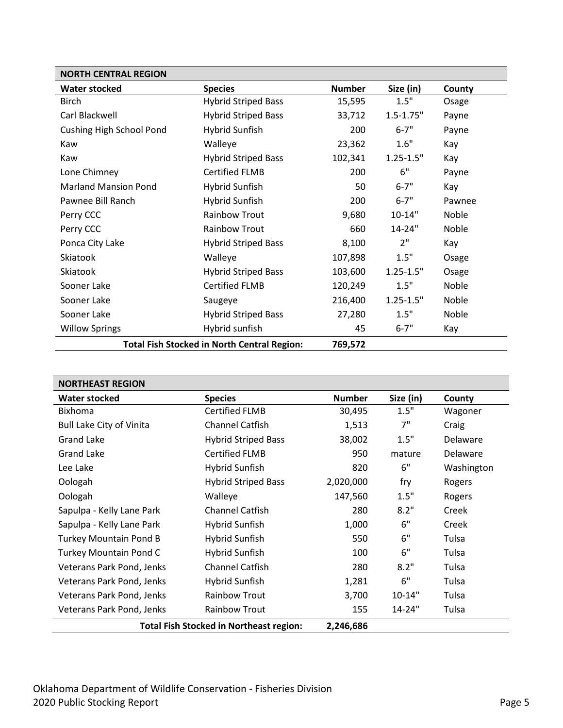| NORTH CENTRAL REGION | | | | |
|---|---|---|---|---|
| **Water stocked** | **Species** | **Number** | **Size (in)** | **County** |
| Birch | Hybrid Striped Bass | 15,595 | 1.5" | Osage |
| Carl Blackwell | Hybrid Striped Bass | 33,712 | 1.5-1.75" | Payne |
| Cushing High School Pond | Hybrid Sunfish | 200 | 6-7" | Payne |
| Kaw | Walleye | 23,362 | 1.6" | Kay |
| Kaw | Hybrid Striped Bass | 102,341 | 1.25-1.5" | Kay |
| Lone Chimney | Certified FLMB | 200 | 6" | Payne |
| Marland Mansion Pond | Hybrid Sunfish | 50 | 6-7" | Kay |
| Pawnee Bill Ranch | Hybrid Sunfish | 200 | 6-7" | Pawnee |
| Perry CCC | Rainbow Trout | 9,680 | 10-14" | Noble |
| Perry CCC | Rainbow Trout | 660 | 14-24" | Noble |
| Ponca City Lake | Hybrid Striped Bass | 8,100 | 2" | Kay |
| Skiatook | Walleye | 107,898 | 1.5" | Osage |
| Skiatook | Hybrid Striped Bass | 103,600 | 1.25-1.5" | Osage |
| Sooner Lake | Certified FLMB | 120,249 | 1.5" | Noble |
| Sooner Lake | Saugeye | 216,400 | 1.25-1.5" | Noble |
| Sooner Lake | Hybrid Striped Bass | 27,280 | 1.5" | Noble |
| Willow Springs | Hybrid sunfish | 45 | 6-7" | Kay |
| | **Total Fish Stocked in North Central Region:** | **769,572** | | |

| NORTHEAST REGION | | | | |
|---|---|---|---|---|
| **Water stocked** | **Species** | **Number** | **Size (in)** | **County** |
| Bixhoma | Certified FLMB | 30,495 | 1.5" | Wagoner |
| Bull Lake City of Vinita | Channel Catfish | 1,513 | 7" | Craig |
| Grand Lake | Hybrid Striped Bass | 38,002 | 1.5" | Delaware |
| Grand Lake | Certified FLMB | 950 | mature | Delaware |
| Lee Lake | Hybrid Sunfish | 820 | 6" | Washington |
| Oologah | Hybrid Striped Bass | 2,020,000 | fry | Rogers |
| Oologah | Walleye | 147,560 | 1.5" | Rogers |
| Sapulpa - Kelly Lane Park | Channel Catfish | 280 | 8.2" | Creek |
| Sapulpa - Kelly Lane Park | Hybrid Sunfish | 1,000 | 6" | Creek |
| Turkey Mountain Pond B | Hybrid Sunfish | 550 | 6" | Tulsa |
| Turkey Mountain Pond C | Hybrid Sunfish | 100 | 6" | Tulsa |
| Veterans Park Pond, Jenks | Channel Catfish | 280 | 8.2" | Tulsa |
| Veterans Park Pond, Jenks | Hybrid Sunfish | 1,281 | 6" | Tulsa |
| Veterans Park Pond, Jenks | Rainbow Trout | 3,700 | 10-14" | Tulsa |
| Veterans Park Pond, Jenks | Rainbow Trout | 155 | 14-24" | Tulsa |
| | **Total Fish Stocked in Northeast region:** | **2,246,686** | | |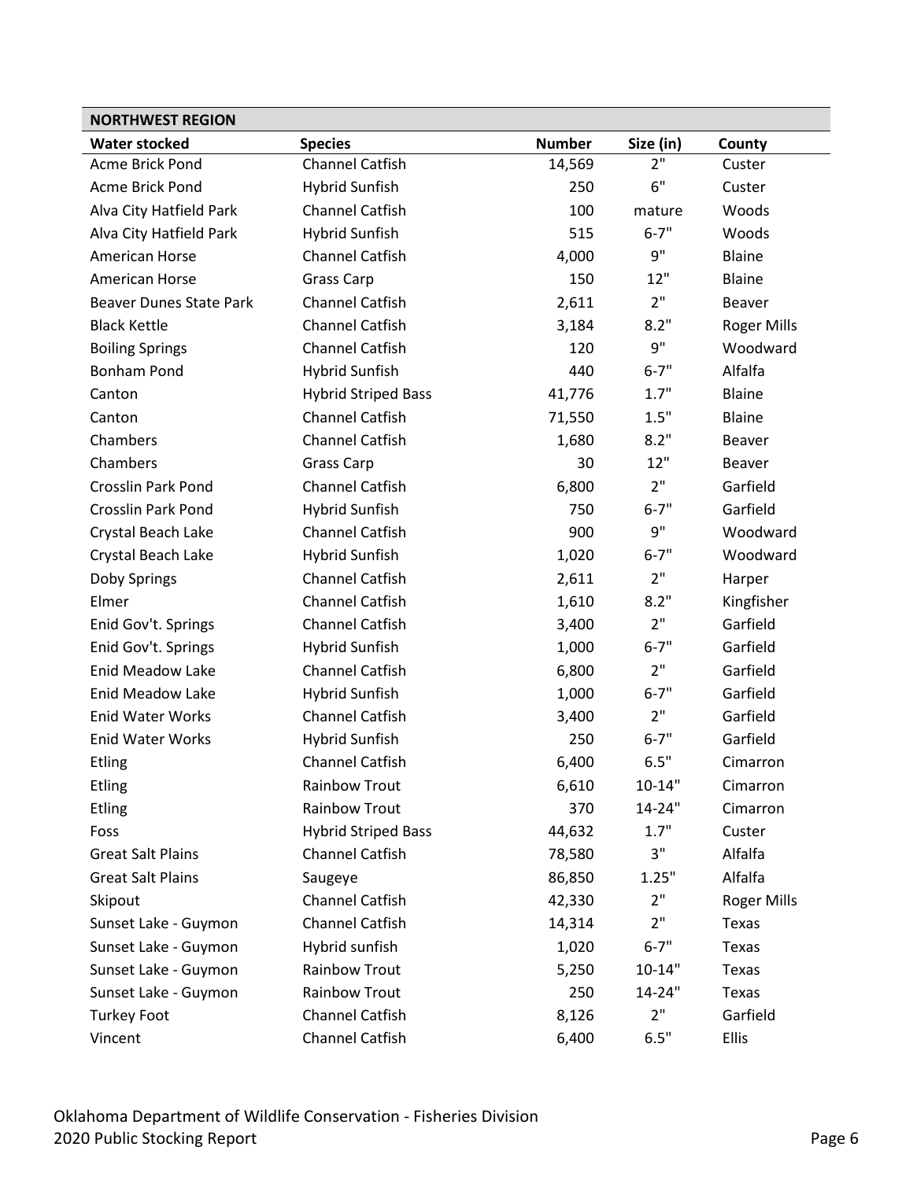## NORTHWEST REGION

| Water stocked | Species | Number | Size (in) | County |
|---|---|---|---|---|
| Acme Brick Pond | Channel Catfish | 14,569 | 2" | Custer |
| Acme Brick Pond | Hybrid Sunfish | 250 | 6" | Custer |
| Alva City Hatfield Park | Channel Catfish | 100 | mature | Woods |
| Alva City Hatfield Park | Hybrid Sunfish | 515 | 6-7" | Woods |
| American Horse | Channel Catfish | 4,000 | 9" | Blaine |
| American Horse | Grass Carp | 150 | 12" | Blaine |
| Beaver Dunes State Park | Channel Catfish | 2,611 | 2" | Beaver |
| Black Kettle | Channel Catfish | 3,184 | 8.2" | Roger Mills |
| Boiling Springs | Channel Catfish | 120 | 9" | Woodward |
| Bonham Pond | Hybrid Sunfish | 440 | 6-7" | Alfalfa |
| Canton | Hybrid Striped Bass | 41,776 | 1.7" | Blaine |
| Canton | Channel Catfish | 71,550 | 1.5" | Blaine |
| Chambers | Channel Catfish | 1,680 | 8.2" | Beaver |
| Chambers | Grass Carp | 30 | 12" | Beaver |
| Crosslin Park Pond | Channel Catfish | 6,800 | 2" | Garfield |
| Crosslin Park Pond | Hybrid Sunfish | 750 | 6-7" | Garfield |
| Crystal Beach Lake | Channel Catfish | 900 | 9" | Woodward |
| Crystal Beach Lake | Hybrid Sunfish | 1,020 | 6-7" | Woodward |
| Doby Springs | Channel Catfish | 2,611 | 2" | Harper |
| Elmer | Channel Catfish | 1,610 | 8.2" | Kingfisher |
| Enid Gov't. Springs | Channel Catfish | 3,400 | 2" | Garfield |
| Enid Gov't. Springs | Hybrid Sunfish | 1,000 | 6-7" | Garfield |
| Enid Meadow Lake | Channel Catfish | 6,800 | 2" | Garfield |
| Enid Meadow Lake | Hybrid Sunfish | 1,000 | 6-7" | Garfield |
| Enid Water Works | Channel Catfish | 3,400 | 2" | Garfield |
| Enid Water Works | Hybrid Sunfish | 250 | 6-7" | Garfield |
| Etling | Channel Catfish | 6,400 | 6.5" | Cimarron |
| Etling | Rainbow Trout | 6,610 | 10-14" | Cimarron |
| Etling | Rainbow Trout | 370 | 14-24" | Cimarron |
| Foss | Hybrid Striped Bass | 44,632 | 1.7" | Custer |
| Great Salt Plains | Channel Catfish | 78,580 | 3" | Alfalfa |
| Great Salt Plains | Saugeye | 86,850 | 1.25" | Alfalfa |
| Skipout | Channel Catfish | 42,330 | 2" | Roger Mills |
| Sunset Lake - Guymon | Channel Catfish | 14,314 | 2" | Texas |
| Sunset Lake - Guymon | Hybrid sunfish | 1,020 | 6-7" | Texas |
| Sunset Lake - Guymon | Rainbow Trout | 5,250 | 10-14" | Texas |
| Sunset Lake - Guymon | Rainbow Trout | 250 | 14-24" | Texas |
| Turkey Foot | Channel Catfish | 8,126 | 2" | Garfield |
| Vincent | Channel Catfish | 6,400 | 6.5" | Ellis |

Oklahoma Department of Wildlife Conservation - Fisheries Division
2020 Public Stocking Report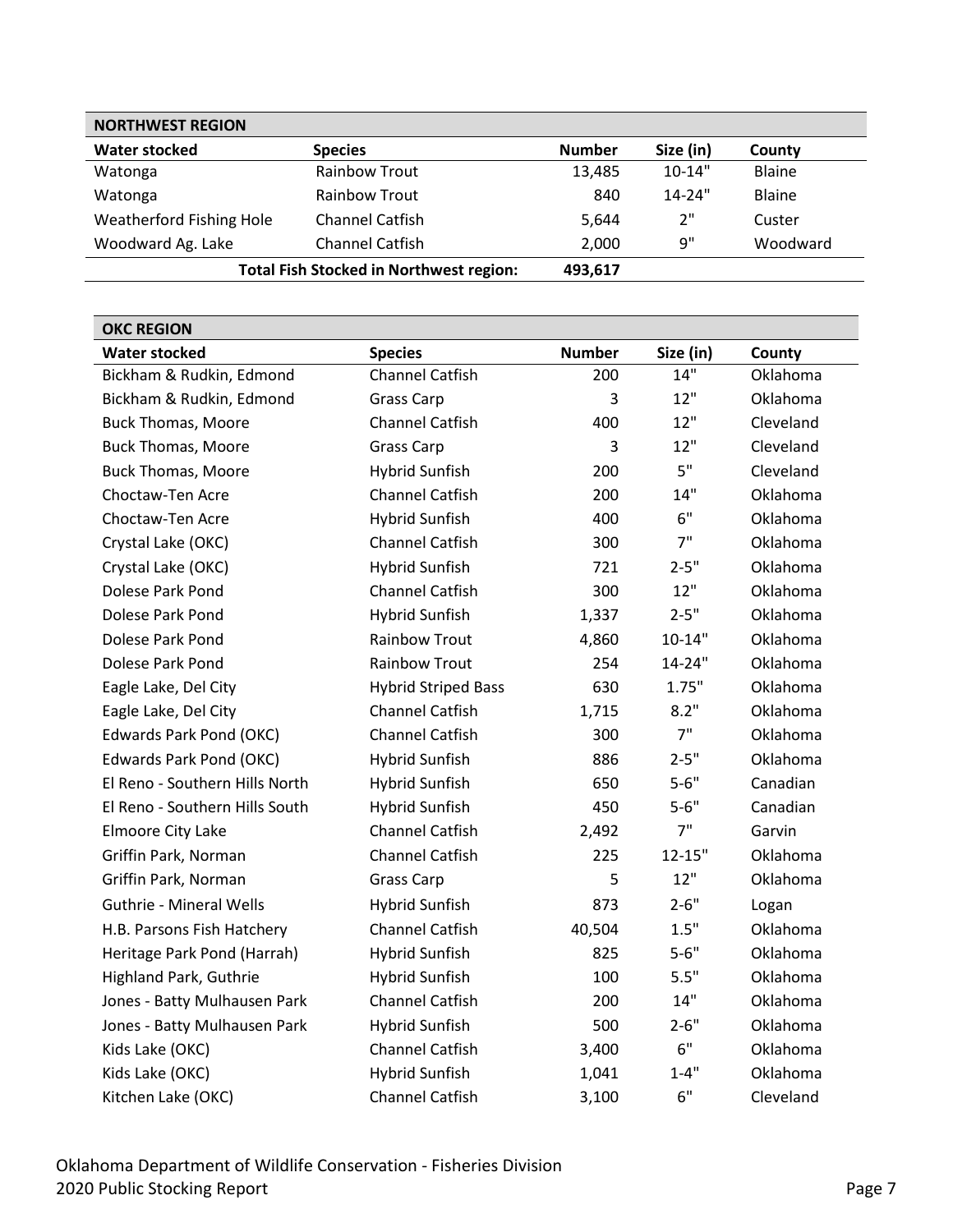| NORTHWEST REGION | | | | |
|---|---|---|---|---|
| **Water stocked** | **Species** | **Number** | **Size (in)** | **County** |
| Watonga | Rainbow Trout | 13,485 | 10-14" | Blaine |
| Watonga | Rainbow Trout | 840 | 14-24" | Blaine |
| Weatherford Fishing Hole | Channel Catfish | 5,644 | 2" | Custer |
| Woodward Ag. Lake | Channel Catfish | 2,000 | 9" | Woodward |
| | **Total Fish Stocked in Northwest region:** | **493,617** | | |

| OKC REGION | | | | |
|---|---|---|---|---|
| **Water stocked** | **Species** | **Number** | **Size (in)** | **County** |
| Bickham & Rudkin, Edmond | Channel Catfish | 200 | 14" | Oklahoma |
| Bickham & Rudkin, Edmond | Grass Carp | 3 | 12" | Oklahoma |
| Buck Thomas, Moore | Channel Catfish | 400 | 12" | Cleveland |
| Buck Thomas, Moore | Grass Carp | 3 | 12" | Cleveland |
| Buck Thomas, Moore | Hybrid Sunfish | 200 | 5" | Cleveland |
| Choctaw-Ten Acre | Channel Catfish | 200 | 14" | Oklahoma |
| Choctaw-Ten Acre | Hybrid Sunfish | 400 | 6" | Oklahoma |
| Crystal Lake (OKC) | Channel Catfish | 300 | 7" | Oklahoma |
| Crystal Lake (OKC) | Hybrid Sunfish | 721 | 2-5" | Oklahoma |
| Dolese Park Pond | Channel Catfish | 300 | 12" | Oklahoma |
| Dolese Park Pond | Hybrid Sunfish | 1,337 | 2-5" | Oklahoma |
| Dolese Park Pond | Rainbow Trout | 4,860 | 10-14" | Oklahoma |
| Dolese Park Pond | Rainbow Trout | 254 | 14-24" | Oklahoma |
| Eagle Lake, Del City | Hybrid Striped Bass | 630 | 1.75" | Oklahoma |
| Eagle Lake, Del City | Channel Catfish | 1,715 | 8.2" | Oklahoma |
| Edwards Park Pond (OKC) | Channel Catfish | 300 | 7" | Oklahoma |
| Edwards Park Pond (OKC) | Hybrid Sunfish | 886 | 2-5" | Oklahoma |
| El Reno - Southern Hills North | Hybrid Sunfish | 650 | 5-6" | Canadian |
| El Reno - Southern Hills South | Hybrid Sunfish | 450 | 5-6" | Canadian |
| Elmoore City Lake | Channel Catfish | 2,492 | 7" | Garvin |
| Griffin Park, Norman | Channel Catfish | 225 | 12-15" | Oklahoma |
| Griffin Park, Norman | Grass Carp | 5 | 12" | Oklahoma |
| Guthrie - Mineral Wells | Hybrid Sunfish | 873 | 2-6" | Logan |
| H.B. Parsons Fish Hatchery | Channel Catfish | 40,504 | 1.5" | Oklahoma |
| Heritage Park Pond (Harrah) | Hybrid Sunfish | 825 | 5-6" | Oklahoma |
| Highland Park, Guthrie | Hybrid Sunfish | 100 | 5.5" | Oklahoma |
| Jones - Batty Mulhausen Park | Channel Catfish | 200 | 14" | Oklahoma |
| Jones - Batty Mulhausen Park | Hybrid Sunfish | 500 | 2-6" | Oklahoma |
| Kids Lake (OKC) | Channel Catfish | 3,400 | 6" | Oklahoma |
| Kids Lake (OKC) | Hybrid Sunfish | 1,041 | 1-4" | Oklahoma |
| Kitchen Lake (OKC) | Channel Catfish | 3,100 | 6" | Cleveland |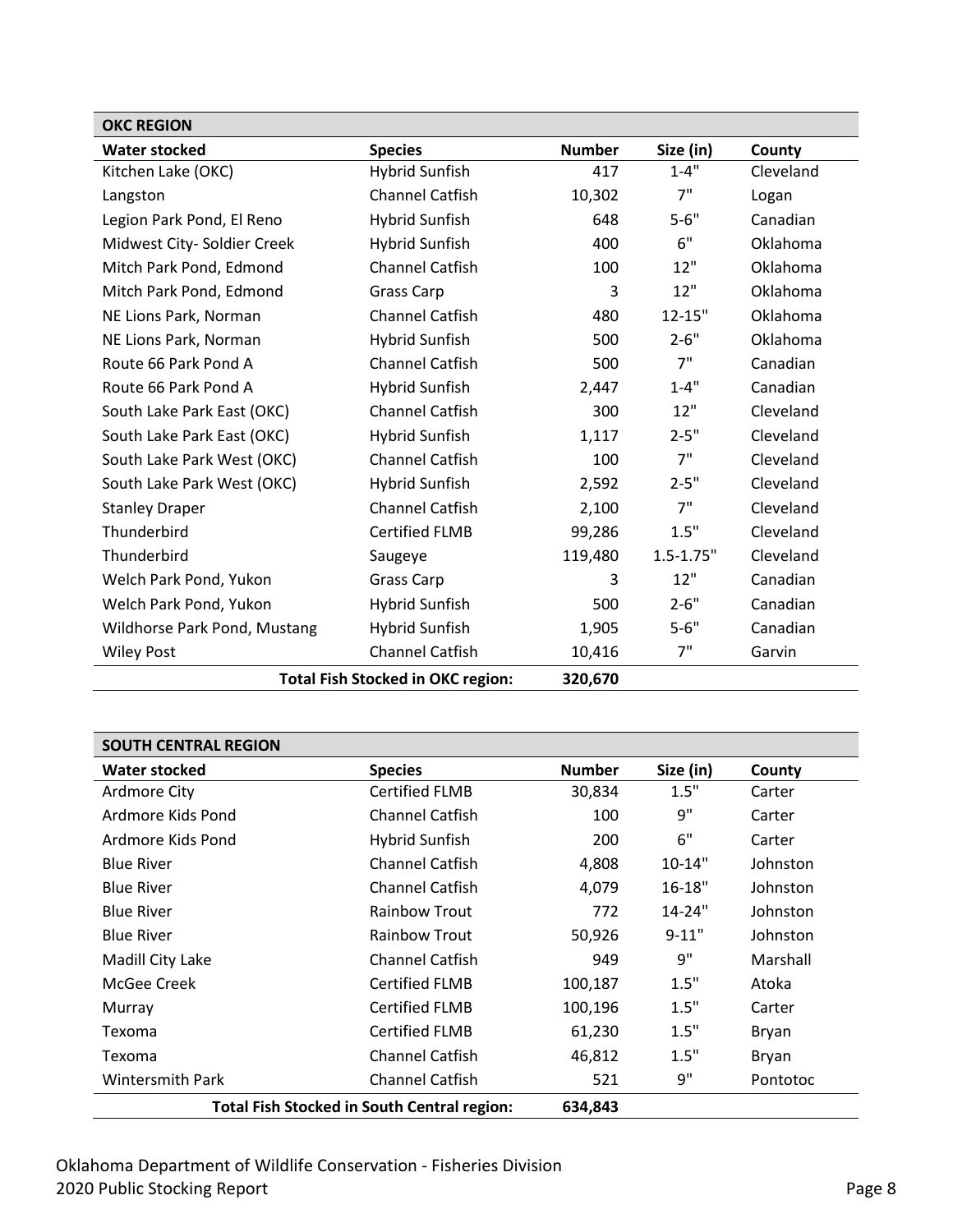| OKC REGION | | | | |
|---|---|---|---|---|
| **Water stocked** | **Species** | **Number** | **Size (in)** | **County** |
| Kitchen Lake (OKC) | Hybrid Sunfish | 417 | 1-4" | Cleveland |
| Langston | Channel Catfish | 10,302 | 7" | Logan |
| Legion Park Pond, El Reno | Hybrid Sunfish | 648 | 5-6" | Canadian |
| Midwest City- Soldier Creek | Hybrid Sunfish | 400 | 6" | Oklahoma |
| Mitch Park Pond, Edmond | Channel Catfish | 100 | 12" | Oklahoma |
| Mitch Park Pond, Edmond | Grass Carp | 3 | 12" | Oklahoma |
| NE Lions Park, Norman | Channel Catfish | 480 | 12-15" | Oklahoma |
| NE Lions Park, Norman | Hybrid Sunfish | 500 | 2-6" | Oklahoma |
| Route 66 Park Pond A | Channel Catfish | 500 | 7" | Canadian |
| Route 66 Park Pond A | Hybrid Sunfish | 2,447 | 1-4" | Canadian |
| South Lake Park East (OKC) | Channel Catfish | 300 | 12" | Cleveland |
| South Lake Park East (OKC) | Hybrid Sunfish | 1,117 | 2-5" | Cleveland |
| South Lake Park West (OKC) | Channel Catfish | 100 | 7" | Cleveland |
| South Lake Park West (OKC) | Hybrid Sunfish | 2,592 | 2-5" | Cleveland |
| Stanley Draper | Channel Catfish | 2,100 | 7" | Cleveland |
| Thunderbird | Certified FLMB | 99,286 | 1.5" | Cleveland |
| Thunderbird | Saugeye | 119,480 | 1.5-1.75" | Cleveland |
| Welch Park Pond, Yukon | Grass Carp | 3 | 12" | Canadian |
| Welch Park Pond, Yukon | Hybrid Sunfish | 500 | 2-6" | Canadian |
| Wildhorse Park Pond, Mustang | Hybrid Sunfish | 1,905 | 5-6" | Canadian |
| Wiley Post | Channel Catfish | 10,416 | 7" | Garvin |
| | **Total Fish Stocked in OKC region:** | **320,670** | | |

| SOUTH CENTRAL REGION | | | | |
|---|---|---|---|---|
| **Water stocked** | **Species** | **Number** | **Size (in)** | **County** |
| Ardmore City | Certified FLMB | 30,834 | 1.5" | Carter |
| Ardmore Kids Pond | Channel Catfish | 100 | 9" | Carter |
| Ardmore Kids Pond | Hybrid Sunfish | 200 | 6" | Carter |
| Blue River | Channel Catfish | 4,808 | 10-14" | Johnston |
| Blue River | Channel Catfish | 4,079 | 16-18" | Johnston |
| Blue River | Rainbow Trout | 772 | 14-24" | Johnston |
| Blue River | Rainbow Trout | 50,926 | 9-11" | Johnston |
| Madill City Lake | Channel Catfish | 949 | 9" | Marshall |
| McGee Creek | Certified FLMB | 100,187 | 1.5" | Atoka |
| Murray | Certified FLMB | 100,196 | 1.5" | Carter |
| Texoma | Certified FLMB | 61,230 | 1.5" | Bryan |
| Texoma | Channel Catfish | 46,812 | 1.5" | Bryan |
| Wintersmith Park | Channel Catfish | 521 | 9" | Pontotoc |
| | **Total Fish Stocked in South Central region:** | **634,843** | | |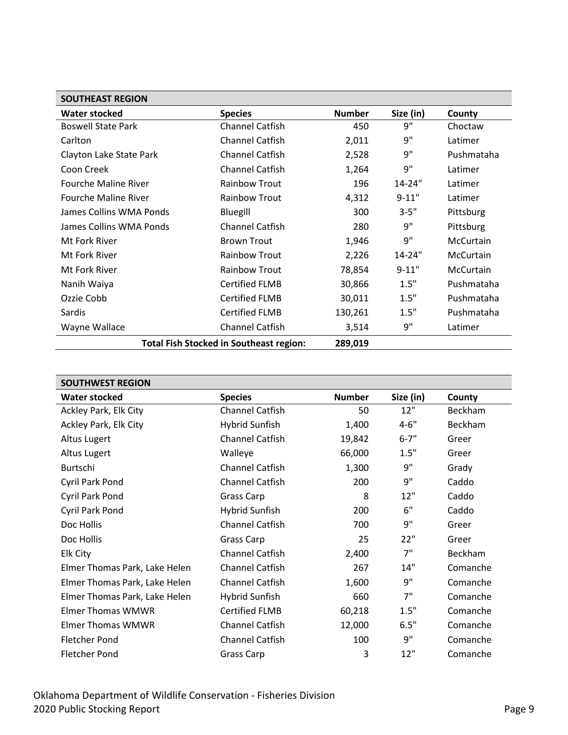| SOUTHEAST REGION | | | | |
|---|---|---|---|---|
| **Water stocked** | **Species** | **Number** | **Size (in)** | **County** |
| Boswell State Park | Channel Catfish | 450 | 9" | Choctaw |
| Carlton | Channel Catfish | 2,011 | 9" | Latimer |
| Clayton Lake State Park | Channel Catfish | 2,528 | 9" | Pushmataha |
| Coon Creek | Channel Catfish | 1,264 | 9" | Latimer |
| Fourche Maline River | Rainbow Trout | 196 | 14-24" | Latimer |
| Fourche Maline River | Rainbow Trout | 4,312 | 9-11" | Latimer |
| James Collins WMA Ponds | Bluegill | 300 | 3-5" | Pittsburg |
| James Collins WMA Ponds | Channel Catfish | 280 | 9" | Pittsburg |
| Mt Fork River | Brown Trout | 1,946 | 9" | McCurtain |
| Mt Fork River | Rainbow Trout | 2,226 | 14-24" | McCurtain |
| Mt Fork River | Rainbow Trout | 78,854 | 9-11" | McCurtain |
| Nanih Waiya | Certified FLMB | 30,866 | 1.5" | Pushmataha |
| Ozzie Cobb | Certified FLMB | 30,011 | 1.5" | Pushmataha |
| Sardis | Certified FLMB | 130,261 | 1.5" | Pushmataha |
| Wayne Wallace | Channel Catfish | 3,514 | 9" | Latimer |
| | **Total Fish Stocked in Southeast region:** | **289,019** | | |

| SOUTHWEST REGION | | | | |
|---|---|---|---|---|
| **Water stocked** | **Species** | **Number** | **Size (in)** | **County** |
| Ackley Park, Elk City | Channel Catfish | 50 | 12" | Beckham |
| Ackley Park, Elk City | Hybrid Sunfish | 1,400 | 4-6" | Beckham |
| Altus Lugert | Channel Catfish | 19,842 | 6-7" | Greer |
| Altus Lugert | Walleye | 66,000 | 1.5" | Greer |
| Burtschi | Channel Catfish | 1,300 | 9" | Grady |
| Cyril Park Pond | Channel Catfish | 200 | 9" | Caddo |
| Cyril Park Pond | Grass Carp | 8 | 12" | Caddo |
| Cyril Park Pond | Hybrid Sunfish | 200 | 6" | Caddo |
| Doc Hollis | Channel Catfish | 700 | 9" | Greer |
| Doc Hollis | Grass Carp | 25 | 22" | Greer |
| Elk City | Channel Catfish | 2,400 | 7" | Beckham |
| Elmer Thomas Park, Lake Helen | Channel Catfish | 267 | 14" | Comanche |
| Elmer Thomas Park, Lake Helen | Channel Catfish | 1,600 | 9" | Comanche |
| Elmer Thomas Park, Lake Helen | Hybrid Sunfish | 660 | 7" | Comanche |
| Elmer Thomas WMWR | Certified FLMB | 60,218 | 1.5" | Comanche |
| Elmer Thomas WMWR | Channel Catfish | 12,000 | 6.5" | Comanche |
| Fletcher Pond | Channel Catfish | 100 | 9" | Comanche |
| Fletcher Pond | Grass Carp | 3 | 12" | Comanche |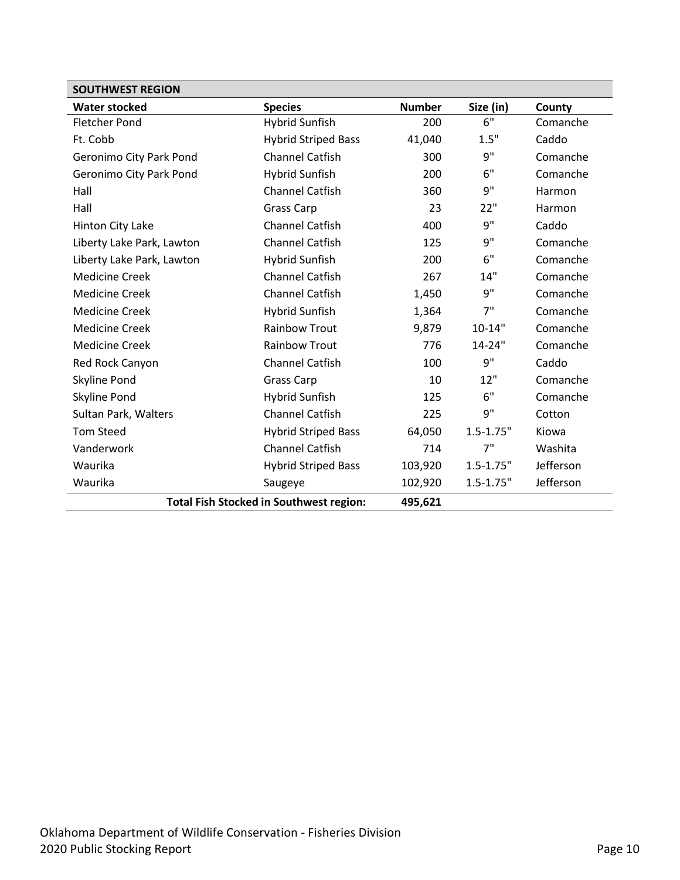| SOUTHWEST REGION | | | | |
|---|---|---|---|---|
| **Water stocked** | **Species** | **Number** | **Size (in)** | **County** |
| Fletcher Pond | Hybrid Sunfish | 200 | 6" | Comanche |
| Ft. Cobb | Hybrid Striped Bass | 41,040 | 1.5" | Caddo |
| Geronimo City Park Pond | Channel Catfish | 300 | 9" | Comanche |
| Geronimo City Park Pond | Hybrid Sunfish | 200 | 6" | Comanche |
| Hall | Channel Catfish | 360 | 9" | Harmon |
| Hall | Grass Carp | 23 | 22" | Harmon |
| Hinton City Lake | Channel Catfish | 400 | 9" | Caddo |
| Liberty Lake Park, Lawton | Channel Catfish | 125 | 9" | Comanche |
| Liberty Lake Park, Lawton | Hybrid Sunfish | 200 | 6" | Comanche |
| Medicine Creek | Channel Catfish | 267 | 14" | Comanche |
| Medicine Creek | Channel Catfish | 1,450 | 9" | Comanche |
| Medicine Creek | Hybrid Sunfish | 1,364 | 7" | Comanche |
| Medicine Creek | Rainbow Trout | 9,879 | 10-14" | Comanche |
| Medicine Creek | Rainbow Trout | 776 | 14-24" | Comanche |
| Red Rock Canyon | Channel Catfish | 100 | 9" | Caddo |
| Skyline Pond | Grass Carp | 10 | 12" | Comanche |
| Skyline Pond | Hybrid Sunfish | 125 | 6" | Comanche |
| Sultan Park, Walters | Channel Catfish | 225 | 9" | Cotton |
| Tom Steed | Hybrid Striped Bass | 64,050 | 1.5-1.75" | Kiowa |
| Vanderwork | Channel Catfish | 714 | 7" | Washita |
| Waurika | Hybrid Striped Bass | 103,920 | 1.5-1.75" | Jefferson |
| Waurika | Saugeye | 102,920 | 1.5-1.75" | Jefferson |
| | **Total Fish Stocked in Southwest region:** | **495,621** | | |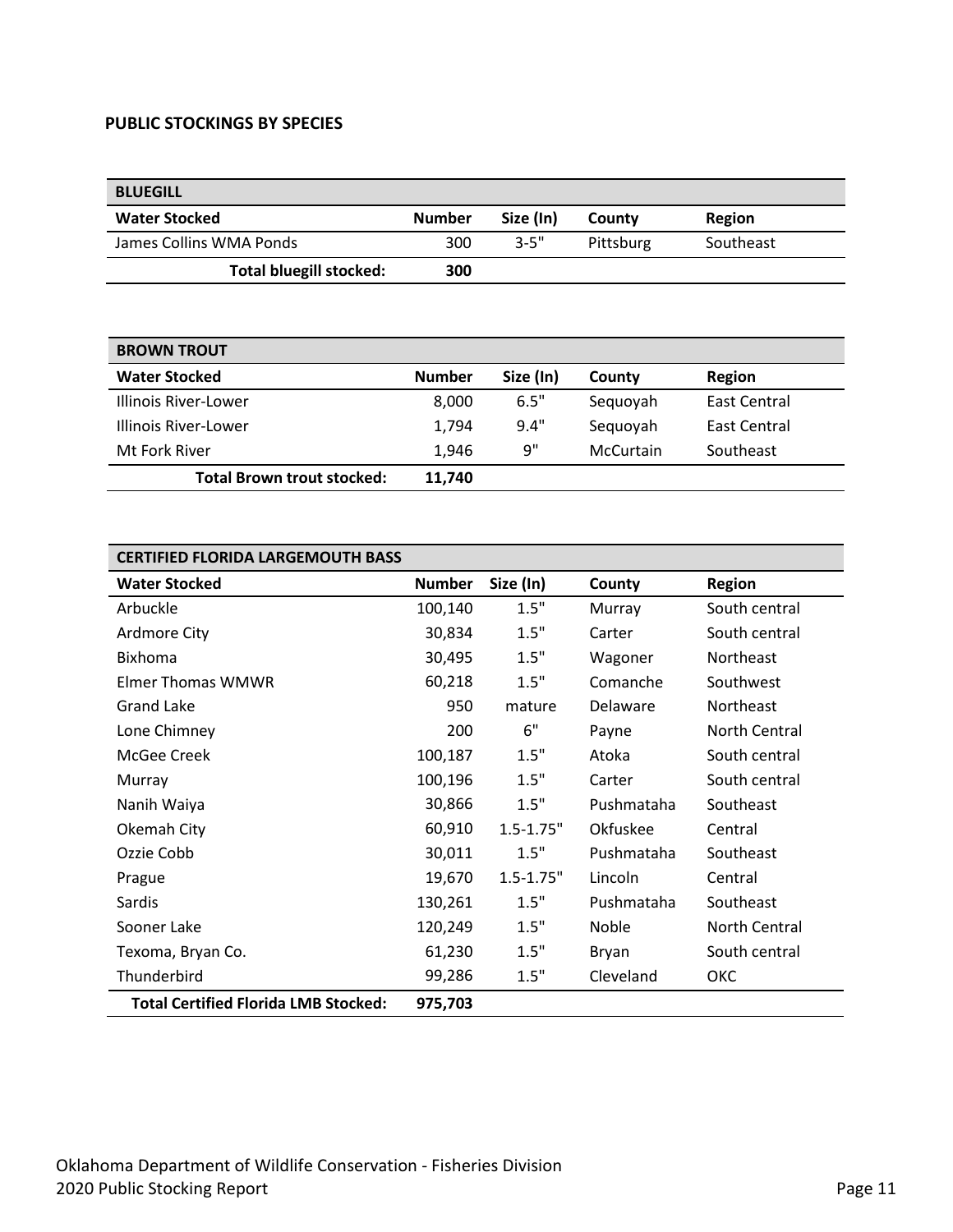## PUBLIC STOCKINGS BY SPECIES

| BLUEGILL | | | | |
|---|---|---|---|---|
| **Water Stocked** | **Number** | **Size (In)** | **County** | **Region** |
| James Collins WMA Ponds | 300 | 3-5" | Pittsburg | Southeast |
| **Total bluegill stocked:** | **300** | | | |

| BROWN TROUT | | | | |
|---|---|---|---|---|
| **Water Stocked** | **Number** | **Size (In)** | **County** | **Region** |
| Illinois River-Lower | 8,000 | 6.5" | Sequoyah | East Central |
| Illinois River-Lower | 1,794 | 9.4" | Sequoyah | East Central |
| Mt Fork River | 1,946 | 9" | McCurtain | Southeast |
| **Total Brown trout stocked:** | **11,740** | | | |

| CERTIFIED FLORIDA LARGEMOUTH BASS | | | | |
|---|---|---|---|---|
| **Water Stocked** | **Number** | **Size (In)** | **County** | **Region** |
| Arbuckle | 100,140 | 1.5" | Murray | South central |
| Ardmore City | 30,834 | 1.5" | Carter | South central |
| Bixhoma | 30,495 | 1.5" | Wagoner | Northeast |
| Elmer Thomas WMWR | 60,218 | 1.5" | Comanche | Southwest |
| Grand Lake | 950 | mature | Delaware | Northeast |
| Lone Chimney | 200 | 6" | Payne | North Central |
| McGee Creek | 100,187 | 1.5" | Atoka | South central |
| Murray | 100,196 | 1.5" | Carter | South central |
| Nanih Waiya | 30,866 | 1.5" | Pushmataha | Southeast |
| Okemah City | 60,910 | 1.5-1.75" | Okfuskee | Central |
| Ozzie Cobb | 30,011 | 1.5" | Pushmataha | Southeast |
| Prague | 19,670 | 1.5-1.75" | Lincoln | Central |
| Sardis | 130,261 | 1.5" | Pushmataha | Southeast |
| Sooner Lake | 120,249 | 1.5" | Noble | North Central |
| Texoma, Bryan Co. | 61,230 | 1.5" | Bryan | South central |
| Thunderbird | 99,286 | 1.5" | Cleveland | OKC |
| **Total Certified Florida LMB Stocked:** | **975,703** | | | |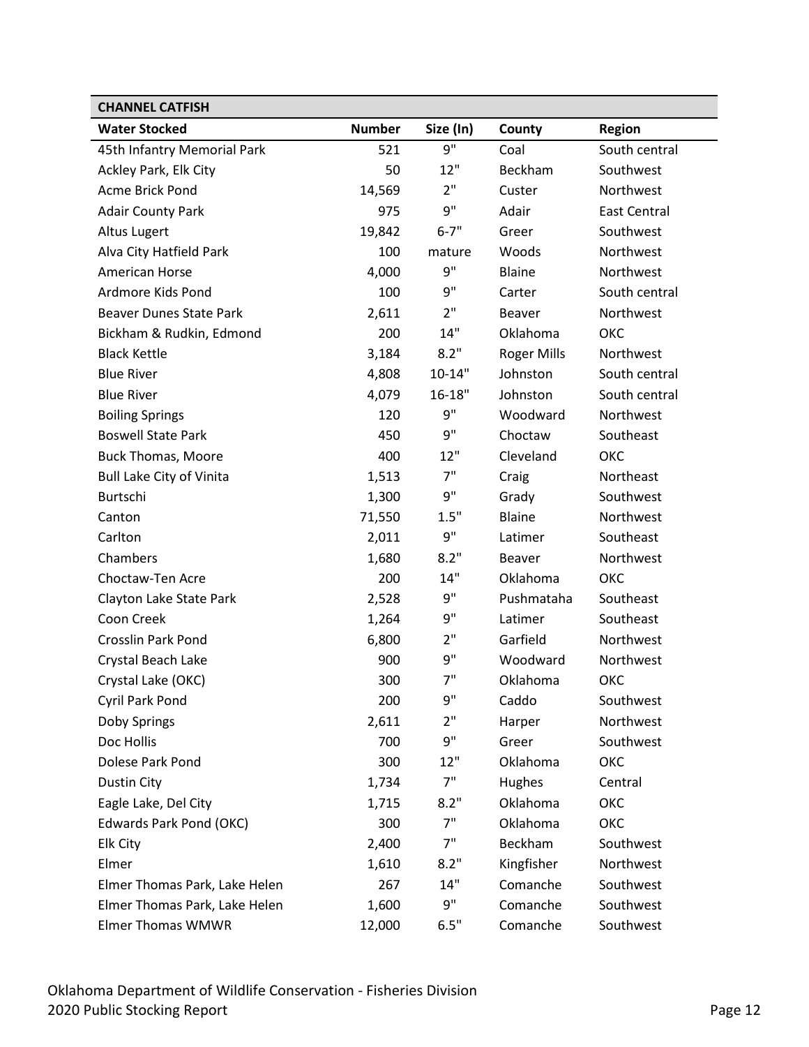| CHANNEL CATFISH | | | | |
|---|---|---|---|---|
| **Water Stocked** | **Number** | **Size (In)** | **County** | **Region** |
| 45th Infantry Memorial Park | 521 | 9" | Coal | South central |
| Ackley Park, Elk City | 50 | 12" | Beckham | Southwest |
| Acme Brick Pond | 14,569 | 2" | Custer | Northwest |
| Adair County Park | 975 | 9" | Adair | East Central |
| Altus Lugert | 19,842 | 6-7" | Greer | Southwest |
| Alva City Hatfield Park | 100 | mature | Woods | Northwest |
| American Horse | 4,000 | 9" | Blaine | Northwest |
| Ardmore Kids Pond | 100 | 9" | Carter | South central |
| Beaver Dunes State Park | 2,611 | 2" | Beaver | Northwest |
| Bickham & Rudkin, Edmond | 200 | 14" | Oklahoma | OKC |
| Black Kettle | 3,184 | 8.2" | Roger Mills | Northwest |
| Blue River | 4,808 | 10-14" | Johnston | South central |
| Blue River | 4,079 | 16-18" | Johnston | South central |
| Boiling Springs | 120 | 9" | Woodward | Northwest |
| Boswell State Park | 450 | 9" | Choctaw | Southeast |
| Buck Thomas, Moore | 400 | 12" | Cleveland | OKC |
| Bull Lake City of Vinita | 1,513 | 7" | Craig | Northeast |
| Burtschi | 1,300 | 9" | Grady | Southwest |
| Canton | 71,550 | 1.5" | Blaine | Northwest |
| Carlton | 2,011 | 9" | Latimer | Southeast |
| Chambers | 1,680 | 8.2" | Beaver | Northwest |
| Choctaw-Ten Acre | 200 | 14" | Oklahoma | OKC |
| Clayton Lake State Park | 2,528 | 9" | Pushmataha | Southeast |
| Coon Creek | 1,264 | 9" | Latimer | Southeast |
| Crosslin Park Pond | 6,800 | 2" | Garfield | Northwest |
| Crystal Beach Lake | 900 | 9" | Woodward | Northwest |
| Crystal Lake (OKC) | 300 | 7" | Oklahoma | OKC |
| Cyril Park Pond | 200 | 9" | Caddo | Southwest |
| Doby Springs | 2,611 | 2" | Harper | Northwest |
| Doc Hollis | 700 | 9" | Greer | Southwest |
| Dolese Park Pond | 300 | 12" | Oklahoma | OKC |
| Dustin City | 1,734 | 7" | Hughes | Central |
| Eagle Lake, Del City | 1,715 | 8.2" | Oklahoma | OKC |
| Edwards Park Pond (OKC) | 300 | 7" | Oklahoma | OKC |
| Elk City | 2,400 | 7" | Beckham | Southwest |
| Elmer | 1,610 | 8.2" | Kingfisher | Northwest |
| Elmer Thomas Park, Lake Helen | 267 | 14" | Comanche | Southwest |
| Elmer Thomas Park, Lake Helen | 1,600 | 9" | Comanche | Southwest |
| Elmer Thomas WMWR | 12,000 | 6.5" | Comanche | Southwest |

Oklahoma Department of Wildlife Conservation - Fisheries Division
2020 Public Stocking Report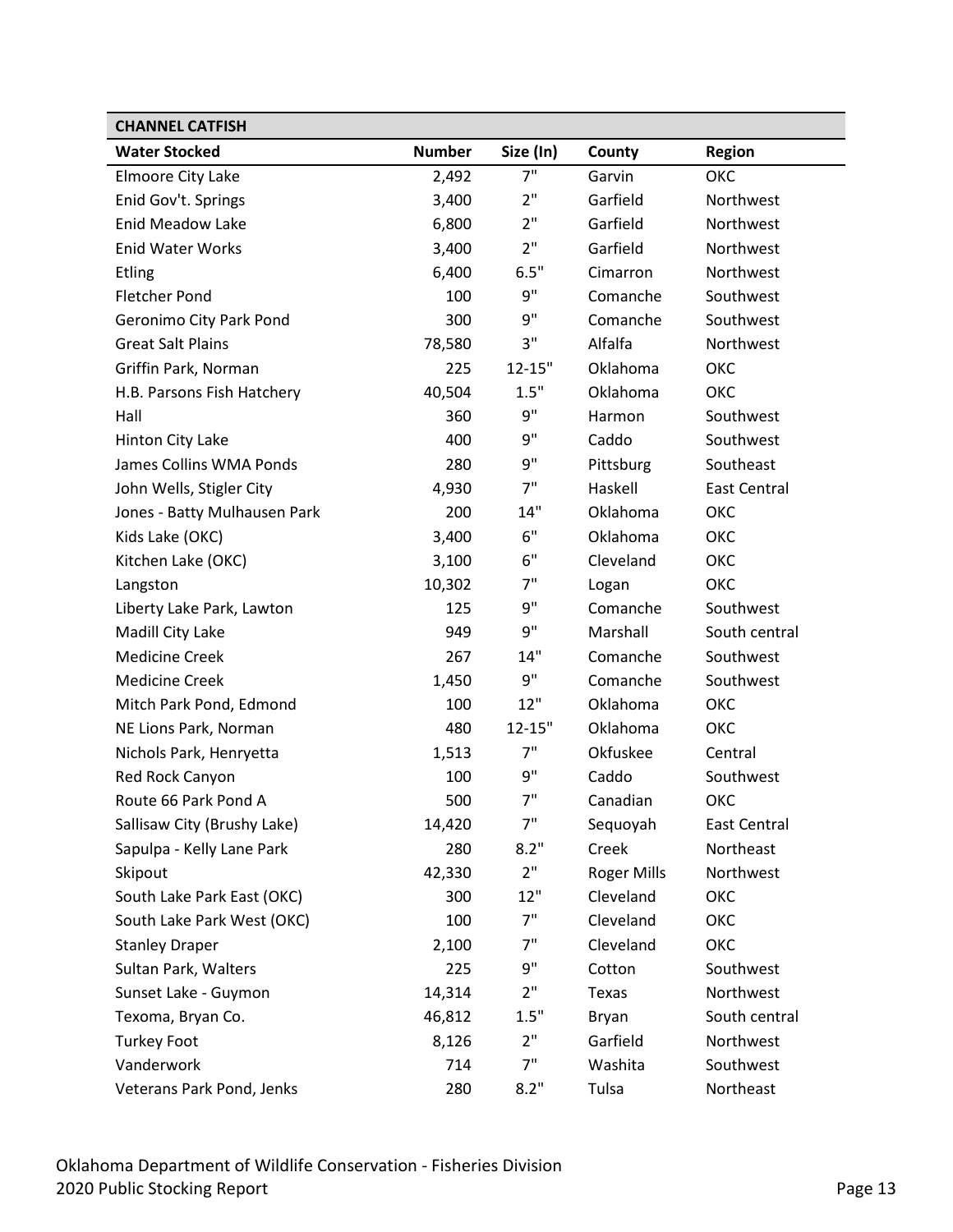| CHANNEL CATFISH | | | | |
|---|---|---|---|---|
| **Water Stocked** | **Number** | **Size (In)** | **County** | **Region** |
| Elmoore City Lake | 2,492 | 7" | Garvin | OKC |
| Enid Gov't. Springs | 3,400 | 2" | Garfield | Northwest |
| Enid Meadow Lake | 6,800 | 2" | Garfield | Northwest |
| Enid Water Works | 3,400 | 2" | Garfield | Northwest |
| Etling | 6,400 | 6.5" | Cimarron | Northwest |
| Fletcher Pond | 100 | 9" | Comanche | Southwest |
| Geronimo City Park Pond | 300 | 9" | Comanche | Southwest |
| Great Salt Plains | 78,580 | 3" | Alfalfa | Northwest |
| Griffin Park, Norman | 225 | 12-15" | Oklahoma | OKC |
| H.B. Parsons Fish Hatchery | 40,504 | 1.5" | Oklahoma | OKC |
| Hall | 360 | 9" | Harmon | Southwest |
| Hinton City Lake | 400 | 9" | Caddo | Southwest |
| James Collins WMA Ponds | 280 | 9" | Pittsburg | Southeast |
| John Wells, Stigler City | 4,930 | 7" | Haskell | East Central |
| Jones - Batty Mulhausen Park | 200 | 14" | Oklahoma | OKC |
| Kids Lake (OKC) | 3,400 | 6" | Oklahoma | OKC |
| Kitchen Lake (OKC) | 3,100 | 6" | Cleveland | OKC |
| Langston | 10,302 | 7" | Logan | OKC |
| Liberty Lake Park, Lawton | 125 | 9" | Comanche | Southwest |
| Madill City Lake | 949 | 9" | Marshall | South central |
| Medicine Creek | 267 | 14" | Comanche | Southwest |
| Medicine Creek | 1,450 | 9" | Comanche | Southwest |
| Mitch Park Pond, Edmond | 100 | 12" | Oklahoma | OKC |
| NE Lions Park, Norman | 480 | 12-15" | Oklahoma | OKC |
| Nichols Park, Henryetta | 1,513 | 7" | Okfuskee | Central |
| Red Rock Canyon | 100 | 9" | Caddo | Southwest |
| Route 66 Park Pond A | 500 | 7" | Canadian | OKC |
| Sallisaw City (Brushy Lake) | 14,420 | 7" | Sequoyah | East Central |
| Sapulpa - Kelly Lane Park | 280 | 8.2" | Creek | Northeast |
| Skipout | 42,330 | 2" | Roger Mills | Northwest |
| South Lake Park East (OKC) | 300 | 12" | Cleveland | OKC |
| South Lake Park West (OKC) | 100 | 7" | Cleveland | OKC |
| Stanley Draper | 2,100 | 7" | Cleveland | OKC |
| Sultan Park, Walters | 225 | 9" | Cotton | Southwest |
| Sunset Lake - Guymon | 14,314 | 2" | Texas | Northwest |
| Texoma, Bryan Co. | 46,812 | 1.5" | Bryan | South central |
| Turkey Foot | 8,126 | 2" | Garfield | Northwest |
| Vanderwork | 714 | 7" | Washita | Southwest |
| Veterans Park Pond, Jenks | 280 | 8.2" | Tulsa | Northeast |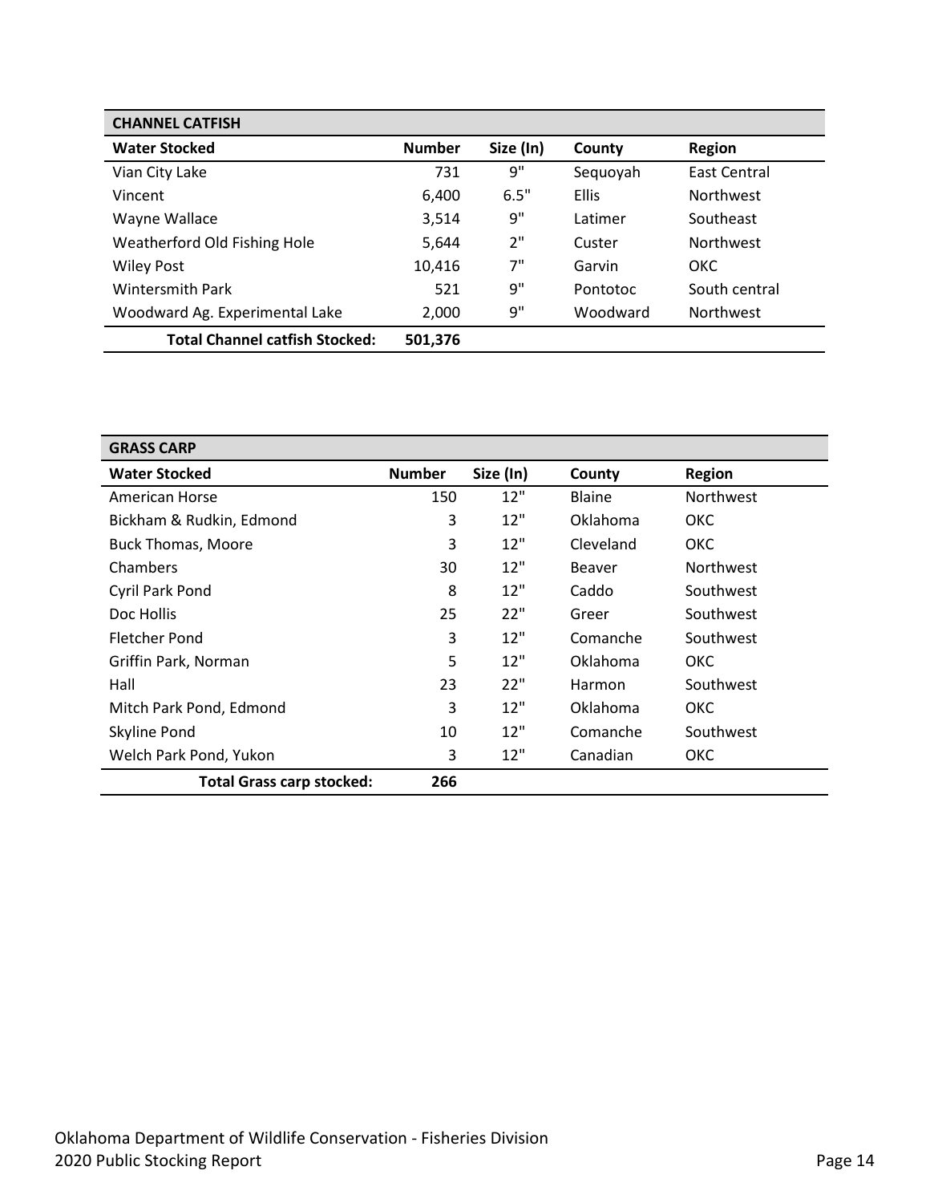| CHANNEL CATFISH | | | | |
|---|---|---|---|---|
| **Water Stocked** | **Number** | **Size (In)** | **County** | **Region** |
| Vian City Lake | 731 | 9" | Sequoyah | East Central |
| Vincent | 6,400 | 6.5" | Ellis | Northwest |
| Wayne Wallace | 3,514 | 9" | Latimer | Southeast |
| Weatherford Old Fishing Hole | 5,644 | 2" | Custer | Northwest |
| Wiley Post | 10,416 | 7" | Garvin | OKC |
| Wintersmith Park | 521 | 9" | Pontotoc | South central |
| Woodward Ag. Experimental Lake | 2,000 | 9" | Woodward | Northwest |
| **Total Channel catfish Stocked:** | **501,376** | | | |

| GRASS CARP | | | | |
|---|---|---|---|---|
| **Water Stocked** | **Number** | **Size (In)** | **County** | **Region** |
| American Horse | 150 | 12" | Blaine | Northwest |
| Bickham & Rudkin, Edmond | 3 | 12" | Oklahoma | OKC |
| Buck Thomas, Moore | 3 | 12" | Cleveland | OKC |
| Chambers | 30 | 12" | Beaver | Northwest |
| Cyril Park Pond | 8 | 12" | Caddo | Southwest |
| Doc Hollis | 25 | 22" | Greer | Southwest |
| Fletcher Pond | 3 | 12" | Comanche | Southwest |
| Griffin Park, Norman | 5 | 12" | Oklahoma | OKC |
| Hall | 23 | 22" | Harmon | Southwest |
| Mitch Park Pond, Edmond | 3 | 12" | Oklahoma | OKC |
| Skyline Pond | 10 | 12" | Comanche | Southwest |
| Welch Park Pond, Yukon | 3 | 12" | Canadian | OKC |
| **Total Grass carp stocked:** | **266** | | | |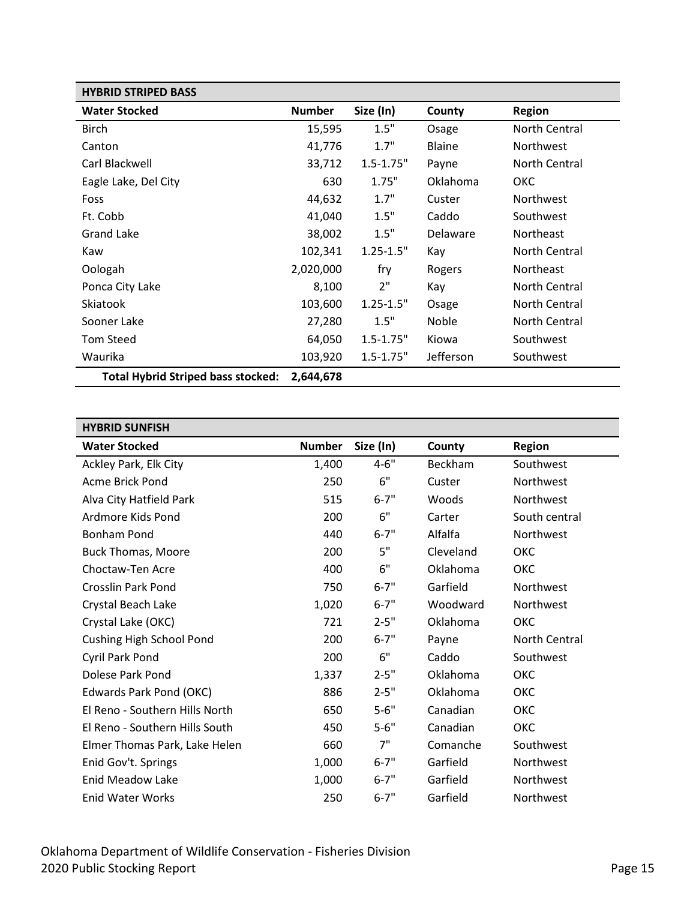| HYBRID STRIPED BASS | | | | |
|---|---|---|---|---|
| **Water Stocked** | **Number** | **Size (In)** | **County** | **Region** |
| Birch | 15,595 | 1.5" | Osage | North Central |
| Canton | 41,776 | 1.7" | Blaine | Northwest |
| Carl Blackwell | 33,712 | 1.5-1.75" | Payne | North Central |
| Eagle Lake, Del City | 630 | 1.75" | Oklahoma | OKC |
| Foss | 44,632 | 1.7" | Custer | Northwest |
| Ft. Cobb | 41,040 | 1.5" | Caddo | Southwest |
| Grand Lake | 38,002 | 1.5" | Delaware | Northeast |
| Kaw | 102,341 | 1.25-1.5" | Kay | North Central |
| Oologah | 2,020,000 | fry | Rogers | Northeast |
| Ponca City Lake | 8,100 | 2" | Kay | North Central |
| Skiatook | 103,600 | 1.25-1.5" | Osage | North Central |
| Sooner Lake | 27,280 | 1.5" | Noble | North Central |
| Tom Steed | 64,050 | 1.5-1.75" | Kiowa | Southwest |
| Waurika | 103,920 | 1.5-1.75" | Jefferson | Southwest |
| **Total Hybrid Striped bass stocked:** | **2,644,678** | | | |

| HYBRID SUNFISH | | | | |
|---|---|---|---|---|
| **Water Stocked** | **Number** | **Size (In)** | **County** | **Region** |
| Ackley Park, Elk City | 1,400 | 4-6" | Beckham | Southwest |
| Acme Brick Pond | 250 | 6" | Custer | Northwest |
| Alva City Hatfield Park | 515 | 6-7" | Woods | Northwest |
| Ardmore Kids Pond | 200 | 6" | Carter | South central |
| Bonham Pond | 440 | 6-7" | Alfalfa | Northwest |
| Buck Thomas, Moore | 200 | 5" | Cleveland | OKC |
| Choctaw-Ten Acre | 400 | 6" | Oklahoma | OKC |
| Crosslin Park Pond | 750 | 6-7" | Garfield | Northwest |
| Crystal Beach Lake | 1,020 | 6-7" | Woodward | Northwest |
| Crystal Lake (OKC) | 721 | 2-5" | Oklahoma | OKC |
| Cushing High School Pond | 200 | 6-7" | Payne | North Central |
| Cyril Park Pond | 200 | 6" | Caddo | Southwest |
| Dolese Park Pond | 1,337 | 2-5" | Oklahoma | OKC |
| Edwards Park Pond (OKC) | 886 | 2-5" | Oklahoma | OKC |
| El Reno - Southern Hills North | 650 | 5-6" | Canadian | OKC |
| El Reno - Southern Hills South | 450 | 5-6" | Canadian | OKC |
| Elmer Thomas Park, Lake Helen | 660 | 7" | Comanche | Southwest |
| Enid Gov't. Springs | 1,000 | 6-7" | Garfield | Northwest |
| Enid Meadow Lake | 1,000 | 6-7" | Garfield | Northwest |
| Enid Water Works | 250 | 6-7" | Garfield | Northwest |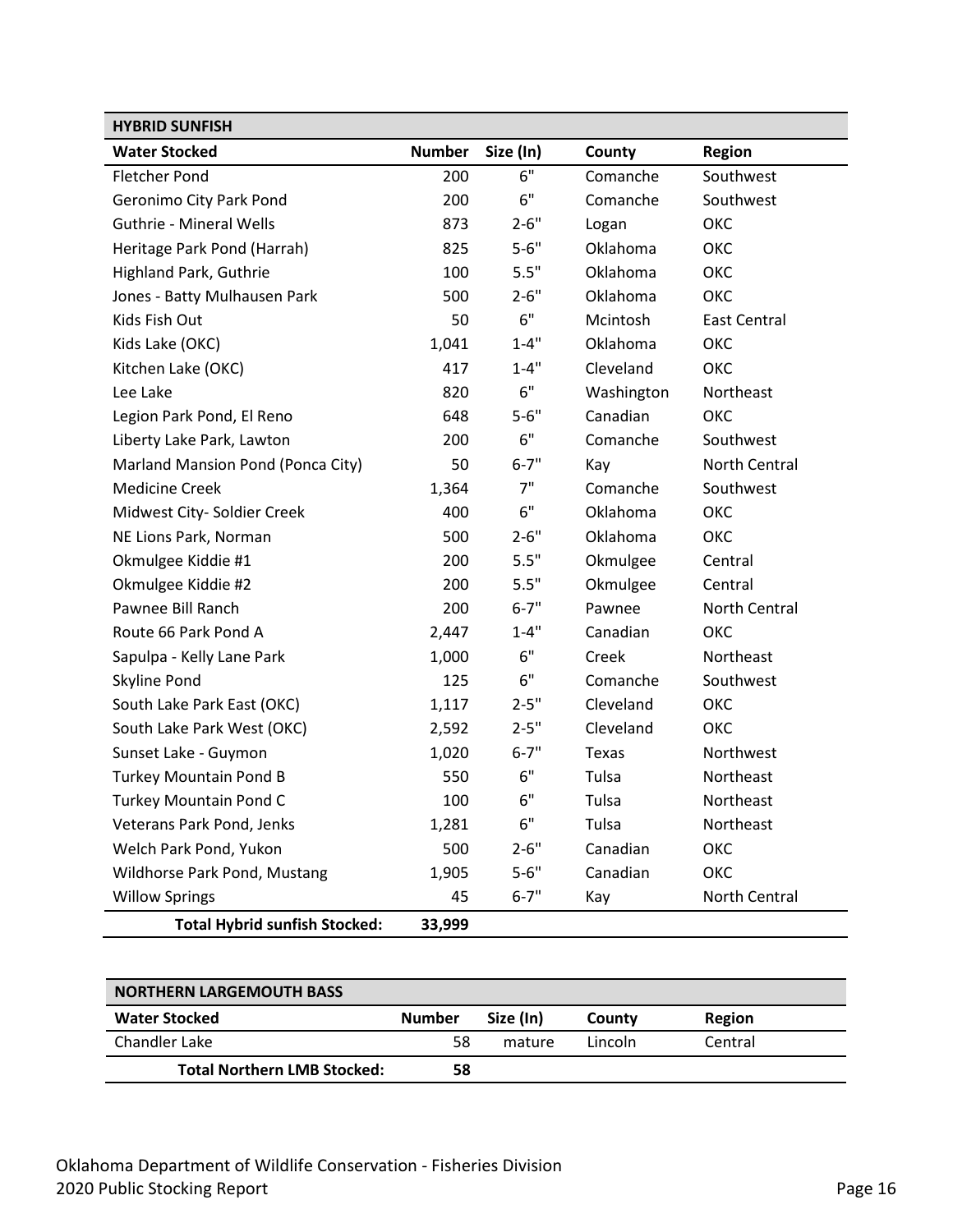| HYBRID SUNFISH | | | | |
|---|---|---|---|---|
| **Water Stocked** | **Number** | **Size (In)** | **County** | **Region** |
| Fletcher Pond | 200 | 6" | Comanche | Southwest |
| Geronimo City Park Pond | 200 | 6" | Comanche | Southwest |
| Guthrie - Mineral Wells | 873 | 2-6" | Logan | OKC |
| Heritage Park Pond (Harrah) | 825 | 5-6" | Oklahoma | OKC |
| Highland Park, Guthrie | 100 | 5.5" | Oklahoma | OKC |
| Jones - Batty Mulhausen Park | 500 | 2-6" | Oklahoma | OKC |
| Kids Fish Out | 50 | 6" | Mcintosh | East Central |
| Kids Lake (OKC) | 1,041 | 1-4" | Oklahoma | OKC |
| Kitchen Lake (OKC) | 417 | 1-4" | Cleveland | OKC |
| Lee Lake | 820 | 6" | Washington | Northeast |
| Legion Park Pond, El Reno | 648 | 5-6" | Canadian | OKC |
| Liberty Lake Park, Lawton | 200 | 6" | Comanche | Southwest |
| Marland Mansion Pond (Ponca City) | 50 | 6-7" | Kay | North Central |
| Medicine Creek | 1,364 | 7" | Comanche | Southwest |
| Midwest City- Soldier Creek | 400 | 6" | Oklahoma | OKC |
| NE Lions Park, Norman | 500 | 2-6" | Oklahoma | OKC |
| Okmulgee Kiddie #1 | 200 | 5.5" | Okmulgee | Central |
| Okmulgee Kiddie #2 | 200 | 5.5" | Okmulgee | Central |
| Pawnee Bill Ranch | 200 | 6-7" | Pawnee | North Central |
| Route 66 Park Pond A | 2,447 | 1-4" | Canadian | OKC |
| Sapulpa - Kelly Lane Park | 1,000 | 6" | Creek | Northeast |
| Skyline Pond | 125 | 6" | Comanche | Southwest |
| South Lake Park East (OKC) | 1,117 | 2-5" | Cleveland | OKC |
| South Lake Park West (OKC) | 2,592 | 2-5" | Cleveland | OKC |
| Sunset Lake - Guymon | 1,020 | 6-7" | Texas | Northwest |
| Turkey Mountain Pond B | 550 | 6" | Tulsa | Northeast |
| Turkey Mountain Pond C | 100 | 6" | Tulsa | Northeast |
| Veterans Park Pond, Jenks | 1,281 | 6" | Tulsa | Northeast |
| Welch Park Pond, Yukon | 500 | 2-6" | Canadian | OKC |
| Wildhorse Park Pond, Mustang | 1,905 | 5-6" | Canadian | OKC |
| Willow Springs | 45 | 6-7" | Kay | North Central |
| **Total Hybrid sunfish Stocked:** | **33,999** | | | |

| NORTHERN LARGEMOUTH BASS | | | | |
|---|---|---|---|---|
| **Water Stocked** | **Number** | **Size (In)** | **County** | **Region** |
| Chandler Lake | 58 | mature | Lincoln | Central |
| **Total Northern LMB Stocked:** | **58** | | | |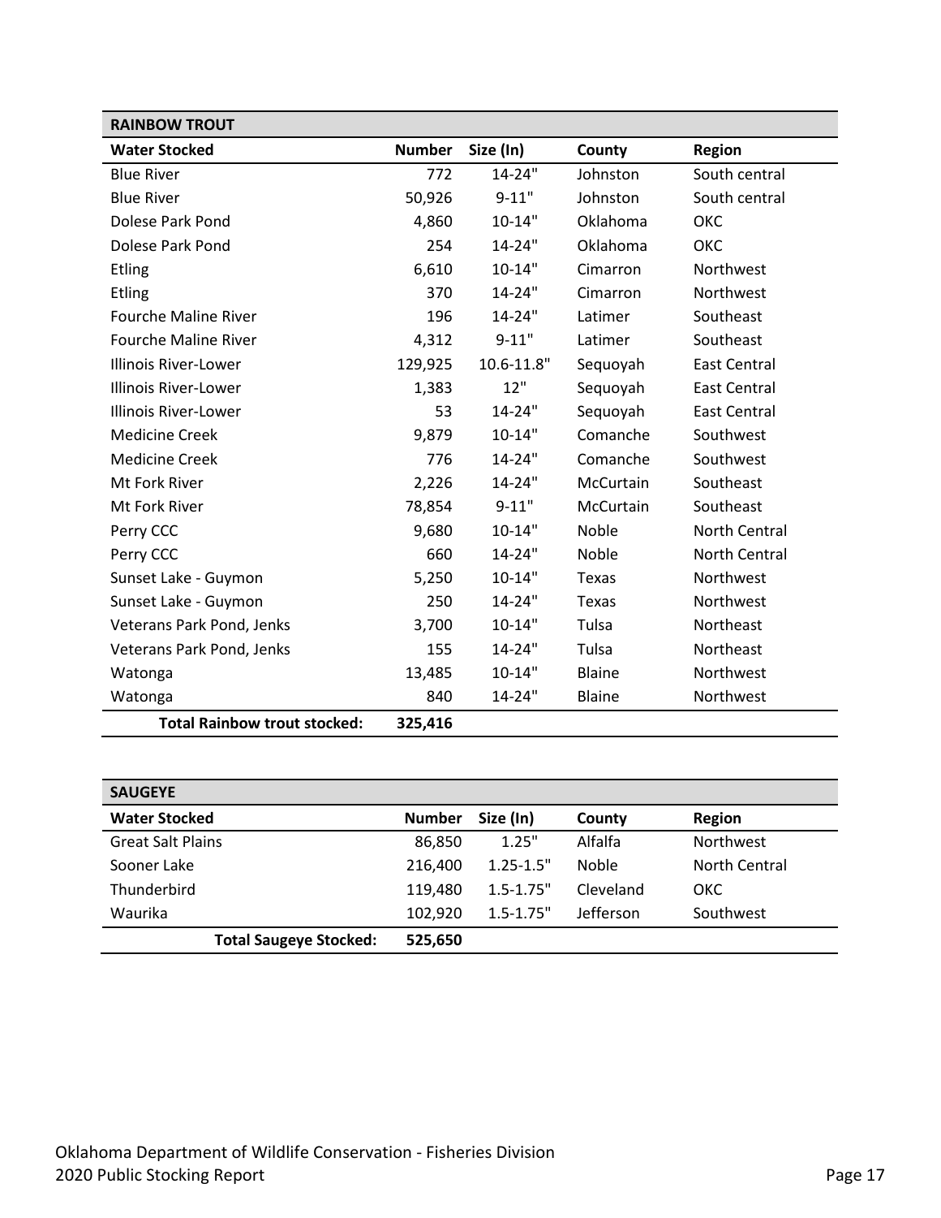| RAINBOW TROUT | | | | |
|---|---|---|---|---|
| **Water Stocked** | **Number** | **Size (In)** | **County** | **Region** |
| Blue River | 772 | 14-24" | Johnston | South central |
| Blue River | 50,926 | 9-11" | Johnston | South central |
| Dolese Park Pond | 4,860 | 10-14" | Oklahoma | OKC |
| Dolese Park Pond | 254 | 14-24" | Oklahoma | OKC |
| Etling | 6,610 | 10-14" | Cimarron | Northwest |
| Etling | 370 | 14-24" | Cimarron | Northwest |
| Fourche Maline River | 196 | 14-24" | Latimer | Southeast |
| Fourche Maline River | 4,312 | 9-11" | Latimer | Southeast |
| Illinois River-Lower | 129,925 | 10.6-11.8" | Sequoyah | East Central |
| Illinois River-Lower | 1,383 | 12" | Sequoyah | East Central |
| Illinois River-Lower | 53 | 14-24" | Sequoyah | East Central |
| Medicine Creek | 9,879 | 10-14" | Comanche | Southwest |
| Medicine Creek | 776 | 14-24" | Comanche | Southwest |
| Mt Fork River | 2,226 | 14-24" | McCurtain | Southeast |
| Mt Fork River | 78,854 | 9-11" | McCurtain | Southeast |
| Perry CCC | 9,680 | 10-14" | Noble | North Central |
| Perry CCC | 660 | 14-24" | Noble | North Central |
| Sunset Lake - Guymon | 5,250 | 10-14" | Texas | Northwest |
| Sunset Lake - Guymon | 250 | 14-24" | Texas | Northwest |
| Veterans Park Pond, Jenks | 3,700 | 10-14" | Tulsa | Northeast |
| Veterans Park Pond, Jenks | 155 | 14-24" | Tulsa | Northeast |
| Watonga | 13,485 | 10-14" | Blaine | Northwest |
| Watonga | 840 | 14-24" | Blaine | Northwest |
| **Total Rainbow trout stocked:** | **325,416** | | | |

| SAUGEYE | | | | |
|---|---|---|---|---|
| **Water Stocked** | **Number** | **Size (In)** | **County** | **Region** |
| Great Salt Plains | 86,850 | 1.25" | Alfalfa | Northwest |
| Sooner Lake | 216,400 | 1.25-1.5" | Noble | North Central |
| Thunderbird | 119,480 | 1.5-1.75" | Cleveland | OKC |
| Waurika | 102,920 | 1.5-1.75" | Jefferson | Southwest |
| **Total Saugeye Stocked:** | **525,650** | | | |

Oklahoma Department of Wildlife Conservation - Fisheries Division
2020 Public Stocking Report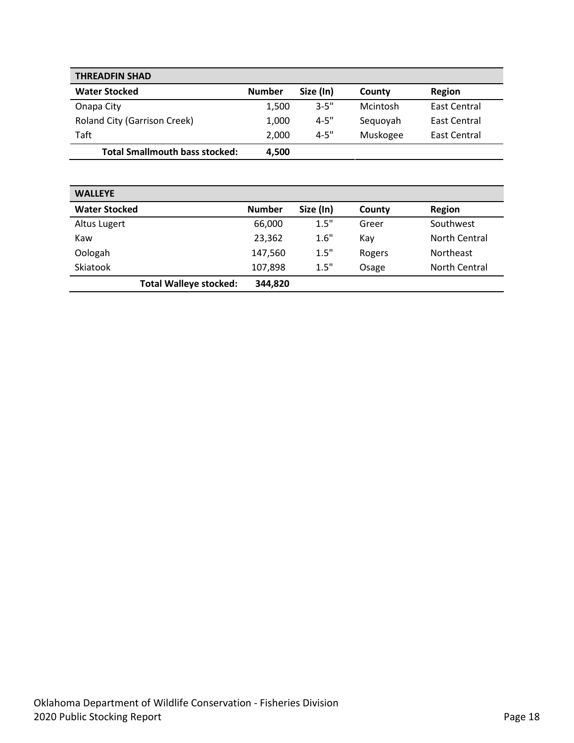| THREADFIN SHAD | | | | |
|---|---|---|---|---|
| **Water Stocked** | **Number** | **Size (In)** | **County** | **Region** |
| Onapa City | 1,500 | 3-5" | Mcintosh | East Central |
| Roland City (Garrison Creek) | 1,000 | 4-5" | Sequoyah | East Central |
| Taft | 2,000 | 4-5" | Muskogee | East Central |
| **Total Smallmouth bass stocked:** | **4,500** | | | |

| WALLEYE | | | | |
|---|---|---|---|---|
| **Water Stocked** | **Number** | **Size (In)** | **County** | **Region** |
| Altus Lugert | 66,000 | 1.5" | Greer | Southwest |
| Kaw | 23,362 | 1.6" | Kay | North Central |
| Oologah | 147,560 | 1.5" | Rogers | Northeast |
| Skiatook | 107,898 | 1.5" | Osage | North Central |
| **Total Walleye stocked:** | **344,820** | | | |